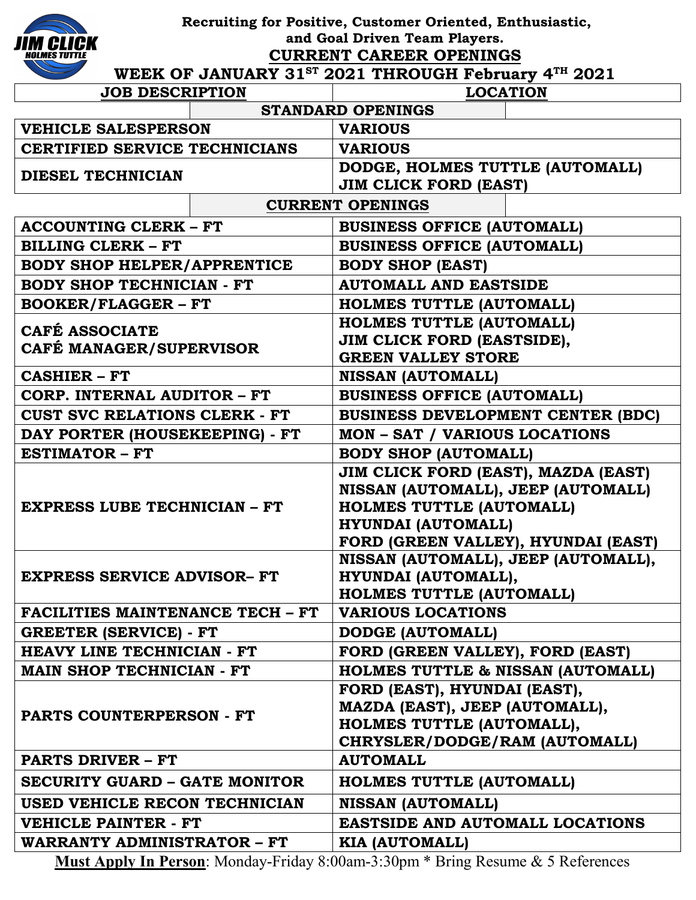JIM CLICK HOLMES TUTTLE

**Recruiting for Positive, Customer Oriented, Enthusiastic, and Goal Driven Team Players.**

## CURRENT CAREER OPENINGS

### WEEK OF JANUARY 31ST 2021 THROUGH February 4TH 2021

| JOB DESCRIPTION | LOCATION |
|---|---|
| **STANDARD OPENINGS** | |
| VEHICLE SALESPERSON | VARIOUS |
| CERTIFIED SERVICE TECHNICIANS | VARIOUS |
| DIESEL TECHNICIAN | DODGE, HOLMES TUTTLE (AUTOMALL)<br>JIM CLICK FORD (EAST) |
| **CURRENT OPENINGS** | |
| ACCOUNTING CLERK – FT | BUSINESS OFFICE (AUTOMALL) |
| BILLING CLERK – FT | BUSINESS OFFICE (AUTOMALL) |
| BODY SHOP HELPER/APPRENTICE | BODY SHOP (EAST) |
| BODY SHOP TECHNICIAN - FT | AUTOMALL AND EASTSIDE |
| BOOKER/FLAGGER – FT | HOLMES TUTTLE (AUTOMALL) |
| CAFÉ ASSOCIATE<br>CAFÉ MANAGER/SUPERVISOR | HOLMES TUTTLE (AUTOMALL)<br>JIM CLICK FORD (EASTSIDE),<br>GREEN VALLEY STORE |
| CASHIER – FT | NISSAN (AUTOMALL) |
| CORP. INTERNAL AUDITOR – FT | BUSINESS OFFICE (AUTOMALL) |
| CUST SVC RELATIONS CLERK - FT | BUSINESS DEVELOPMENT CENTER (BDC) |
| DAY PORTER (HOUSEKEEPING) - FT | MON – SAT / VARIOUS LOCATIONS |
| ESTIMATOR – FT | BODY SHOP (AUTOMALL) |
| EXPRESS LUBE TECHNICIAN – FT | JIM CLICK FORD (EAST), MAZDA (EAST)<br>NISSAN (AUTOMALL), JEEP (AUTOMALL)<br>HOLMES TUTTLE (AUTOMALL)<br>HYUNDAI (AUTOMALL)<br>FORD (GREEN VALLEY), HYUNDAI (EAST) |
| EXPRESS SERVICE ADVISOR– FT | NISSAN (AUTOMALL), JEEP (AUTOMALL),<br>HYUNDAI (AUTOMALL),<br>HOLMES TUTTLE (AUTOMALL) |
| FACILITIES MAINTENANCE TECH – FT | VARIOUS LOCATIONS |
| GREETER (SERVICE) - FT | DODGE (AUTOMALL) |
| HEAVY LINE TECHNICIAN - FT | FORD (GREEN VALLEY), FORD (EAST) |
| MAIN SHOP TECHNICIAN - FT | HOLMES TUTTLE & NISSAN (AUTOMALL) |
| PARTS COUNTERPERSON - FT | FORD (EAST), HYUNDAI (EAST),<br>MAZDA (EAST), JEEP (AUTOMALL),<br>HOLMES TUTTLE (AUTOMALL),<br>CHRYSLER/DODGE/RAM (AUTOMALL) |
| PARTS DRIVER – FT | AUTOMALL |
| SECURITY GUARD – GATE MONITOR | HOLMES TUTTLE (AUTOMALL) |
| USED VEHICLE RECON TECHNICIAN | NISSAN (AUTOMALL) |
| VEHICLE PAINTER - FT | EASTSIDE AND AUTOMALL LOCATIONS |
| WARRANTY ADMINISTRATOR – FT | KIA (AUTOMALL) |

**Must Apply In Person**: Monday-Friday 8:00am-3:30pm * Bring Resume & 5 References